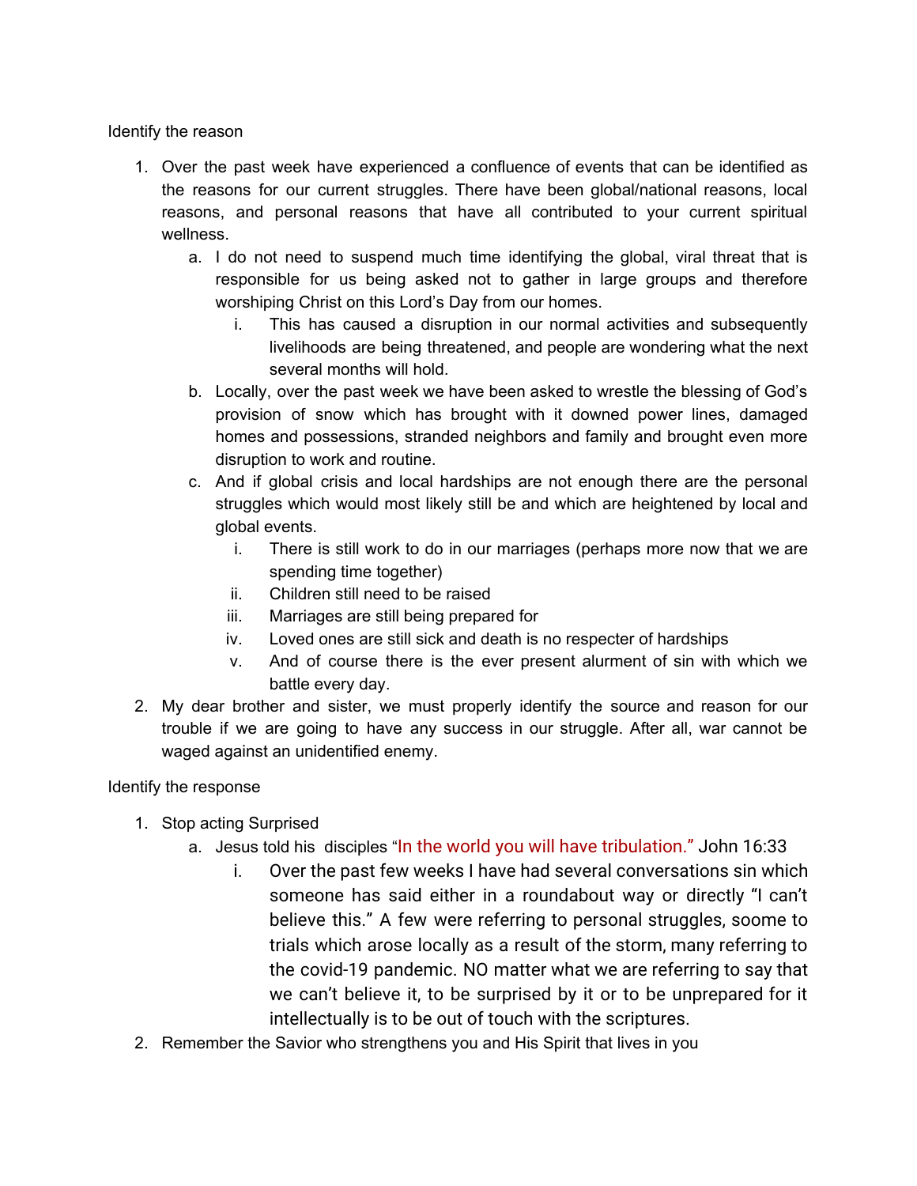Identify the reason

1. Over the past week have experienced a confluence of events that can be identified as the reasons for our current struggles. There have been global/national reasons, local reasons, and personal reasons that have all contributed to your current spiritual wellness.
    a. I do not need to suspend much time identifying the global, viral threat that is responsible for us being asked not to gather in large groups and therefore worshiping Christ on this Lord's Day from our homes.
        i. This has caused a disruption in our normal activities and subsequently livelihoods are being threatened, and people are wondering what the next several months will hold.
    b. Locally, over the past week we have been asked to wrestle the blessing of God's provision of snow which has brought with it downed power lines, damaged homes and possessions, stranded neighbors and family and brought even more disruption to work and routine.
    c. And if global crisis and local hardships are not enough there are the personal struggles which would most likely still be and which are heightened by local and global events.
        i. There is still work to do in our marriages (perhaps more now that we are spending time together)
        ii. Children still need to be raised
        iii. Marriages are still being prepared for
        iv. Loved ones are still sick and death is no respecter of hardships
        v. And of course there is the ever present alurment of sin with which we battle every day.
2. My dear brother and sister, we must properly identify the source and reason for our trouble if we are going to have any success in our struggle. After all, war cannot be waged against an unidentified enemy.

Identify the response

1. Stop acting Surprised
    a. Jesus told his disciples "In the world you will have tribulation." John 16:33
        i. Over the past few weeks I have had several conversations sin which someone has said either in a roundabout way or directly "I can't believe this." A few were referring to personal struggles, soome to trials which arose locally as a result of the storm, many referring to the covid-19 pandemic. NO matter what we are referring to say that we can't believe it, to be surprised by it or to be unprepared for it intellectually is to be out of touch with the scriptures.
2. Remember the Savior who strengthens you and His Spirit that lives in you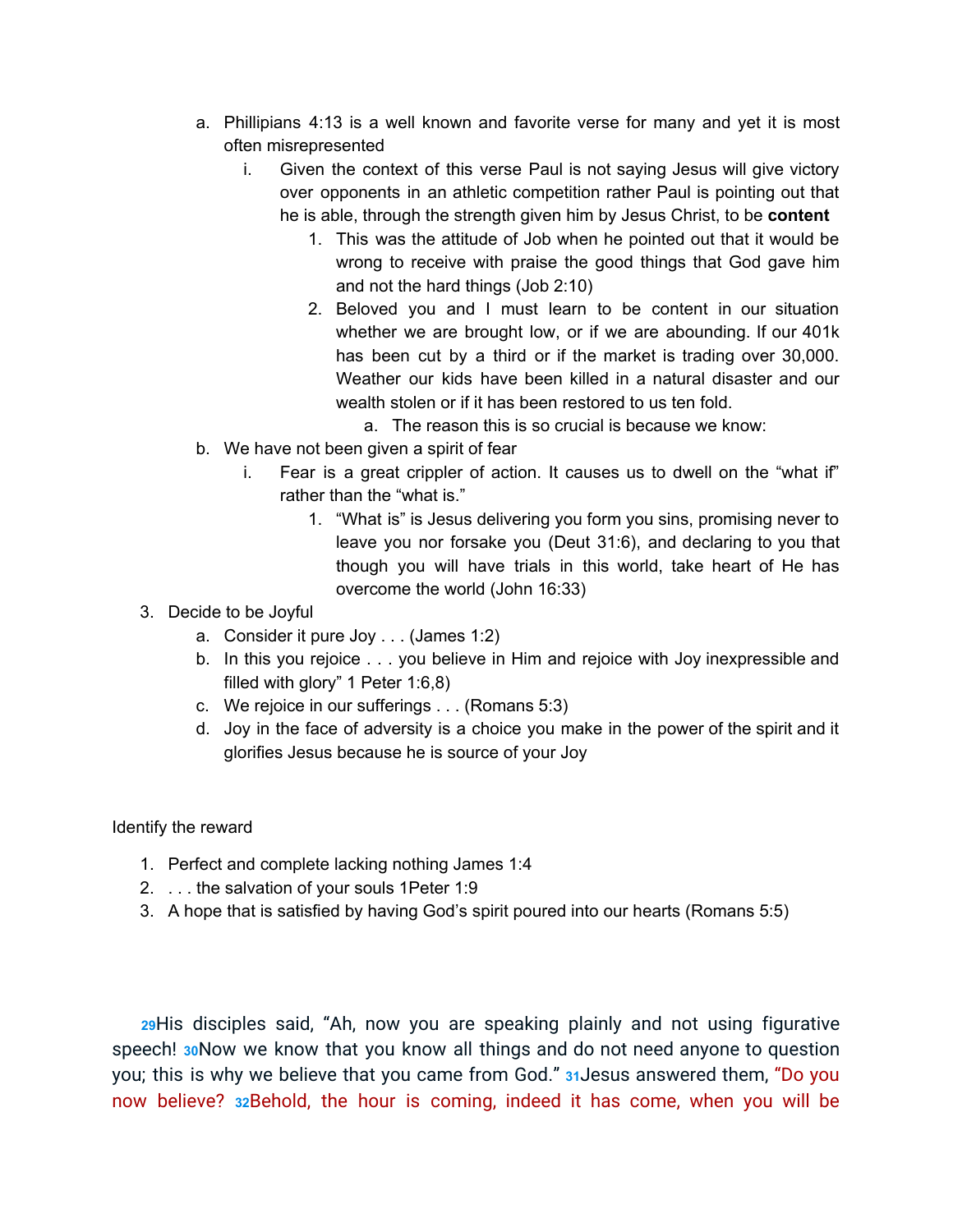a. Phillipians 4:13 is a well known and favorite verse for many and yet it is most often misrepresented
      i. Given the context of this verse Paul is not saying Jesus will give victory over opponents in an athletic competition rather Paul is pointing out that he is able, through the strength given him by Jesus Christ, to be **content**
         1. This was the attitude of Job when he pointed out that it would be wrong to receive with praise the good things that God gave him and not the hard things (Job 2:10)
         2. Beloved you and I must learn to be content in our situation whether we are brought low, or if we are abounding. If our 401k has been cut by a third or if the market is trading over 30,000. Weather our kids have been killed in a natural disaster and our wealth stolen or if it has been restored to us ten fold.
            a. The reason this is so crucial is because we know:
   b. We have not been given a spirit of fear
      i. Fear is a great crippler of action. It causes us to dwell on the "what if" rather than the "what is."
         1. "What is" is Jesus delivering you form you sins, promising never to leave you nor forsake you (Deut 31:6), and declaring to you that though you will have trials in this world, take heart of He has overcome the world (John 16:33)
3. Decide to be Joyful
   a. Consider it pure Joy . . . (James 1:2)
   b. In this you rejoice . . . you believe in Him and rejoice with Joy inexpressible and filled with glory" 1 Peter 1:6,8)
   c. We rejoice in our sufferings . . . (Romans 5:3)
   d. Joy in the face of adversity is a choice you make in the power of the spirit and it glorifies Jesus because he is source of your Joy

Identify the reward

1. Perfect and complete lacking nothing James 1:4
2. . . . the salvation of your souls 1Peter 1:9
3. A hope that is satisfied by having God's spirit poured into our hearts (Romans 5:5)

29His disciples said, "Ah, now you are speaking plainly and not using figurative speech! 30Now we know that you know all things and do not need anyone to question you; this is why we believe that you came from God." 31Jesus answered them, "Do you now believe? 32Behold, the hour is coming, indeed it has come, when you will be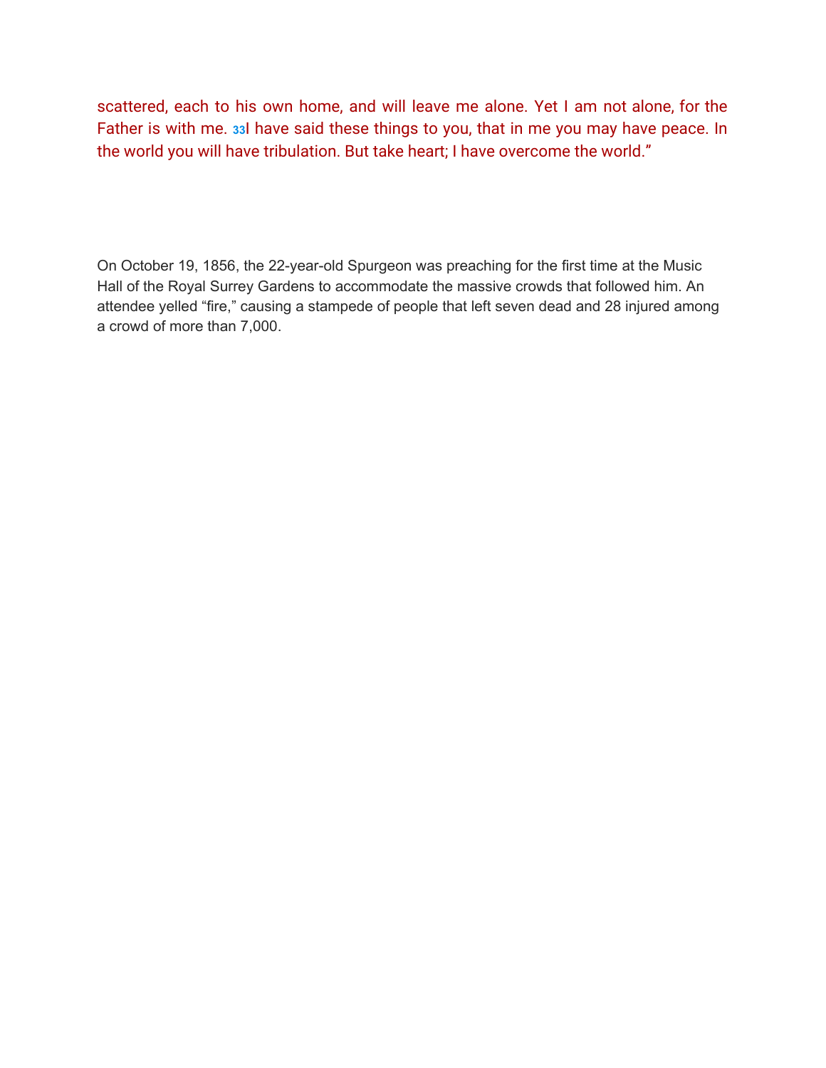scattered, each to his own home, and will leave me alone. Yet I am not alone, for the Father is with me. 33I have said these things to you, that in me you may have peace. In the world you will have tribulation. But take heart; I have overcome the world."

On October 19, 1856, the 22-year-old Spurgeon was preaching for the first time at the Music Hall of the Royal Surrey Gardens to accommodate the massive crowds that followed him. An attendee yelled "fire," causing a stampede of people that left seven dead and 28 injured among a crowd of more than 7,000.